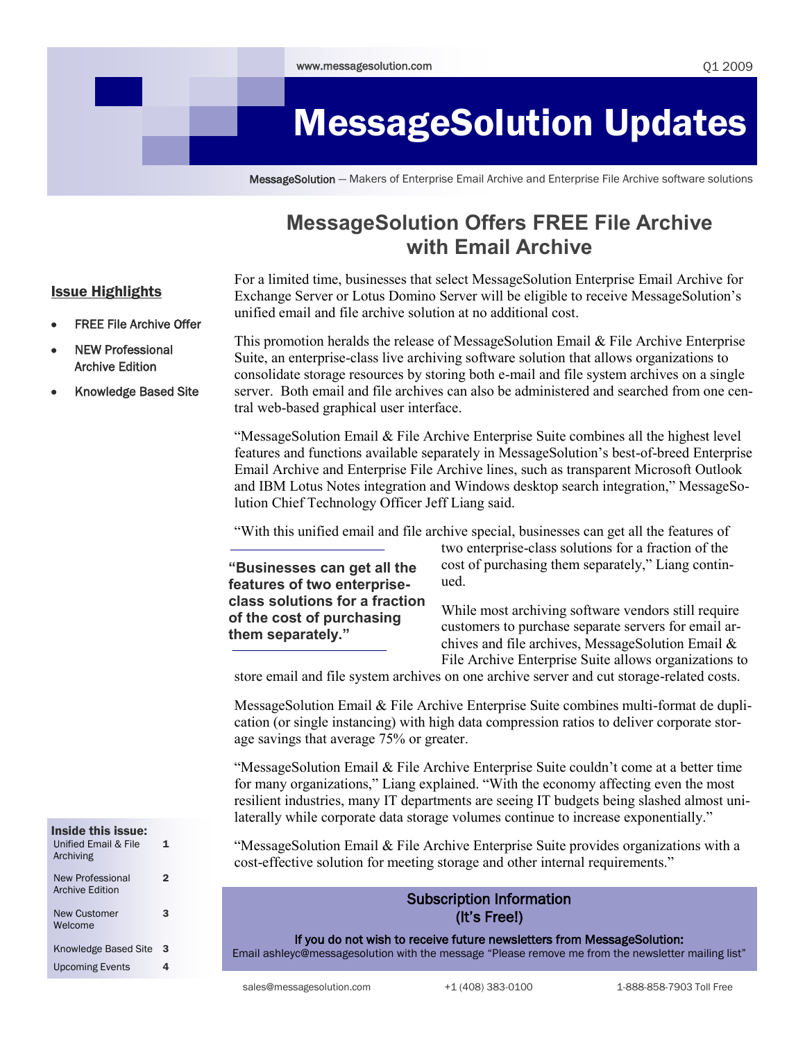www.messagesolution.com

Q1 2009

# MessageSolution Updates

MessageSolution — Makers of Enterprise Email Archive and Enterprise File Archive software solutions

## MessageSolution Offers FREE File Archive with Email Archive

For a limited time, businesses that select MessageSolution Enterprise Email Archive for Exchange Server or Lotus Domino Server will be eligible to receive MessageSolution's unified email and file archive solution at no additional cost.

This promotion heralds the release of MessageSolution Email & File Archive Enterprise Suite, an enterprise-class live archiving software solution that allows organizations to consolidate storage resources by storing both e-mail and file system archives on a single server. Both email and file archives can also be administered and searched from one central web-based graphical user interface.

"MessageSolution Email & File Archive Enterprise Suite combines all the highest level features and functions available separately in MessageSolution's best-of-breed Enterprise Email Archive and Enterprise File Archive lines, such as transparent Microsoft Outlook and IBM Lotus Notes integration and Windows desktop search integration," MessageSolution Chief Technology Officer Jeff Liang said.

"With this unified email and file archive special, businesses can get all the features of two enterprise-class solutions for a fraction of the cost of purchasing them separately," Liang continued.

> **"Businesses can get all the features of two enterprise-class solutions for a fraction of the cost of purchasing them separately."**

While most archiving software vendors still require customers to purchase separate servers for email archives and file archives, MessageSolution Email & File Archive Enterprise Suite allows organizations to store email and file system archives on one archive server and cut storage-related costs.

MessageSolution Email & File Archive Enterprise Suite combines multi-format de duplication (or single instancing) with high data compression ratios to deliver corporate storage savings that average 75% or greater.

"MessageSolution Email & File Archive Enterprise Suite couldn't come at a better time for many organizations," Liang explained. "With the economy affecting even the most resilient industries, many IT departments are seeing IT budgets being slashed almost unilaterally while corporate data storage volumes continue to increase exponentially."

"MessageSolution Email & File Archive Enterprise Suite provides organizations with a cost-effective solution for meeting storage and other internal requirements."

### Issue Highlights

- FREE File Archive Offer
- NEW Professional Archive Edition
- Knowledge Based Site

**Inside this issue:**

| | |
|---|---|
| Unified Email & File Archiving | 1 |
| New Professional Archive Edition | 2 |
| New Customer Welcome | 3 |
| Knowledge Based Site | 3 |
| Upcoming Events | 4 |

### Subscription Information (It's Free!)

**If you do not wish to receive future newsletters from MessageSolution:**
Email ashleyc@messagesolution with the message "Please remove me from the newsletter mailing list"

sales@messagesolution.com +1 (408) 383-0100 1-888-858-7903 Toll Free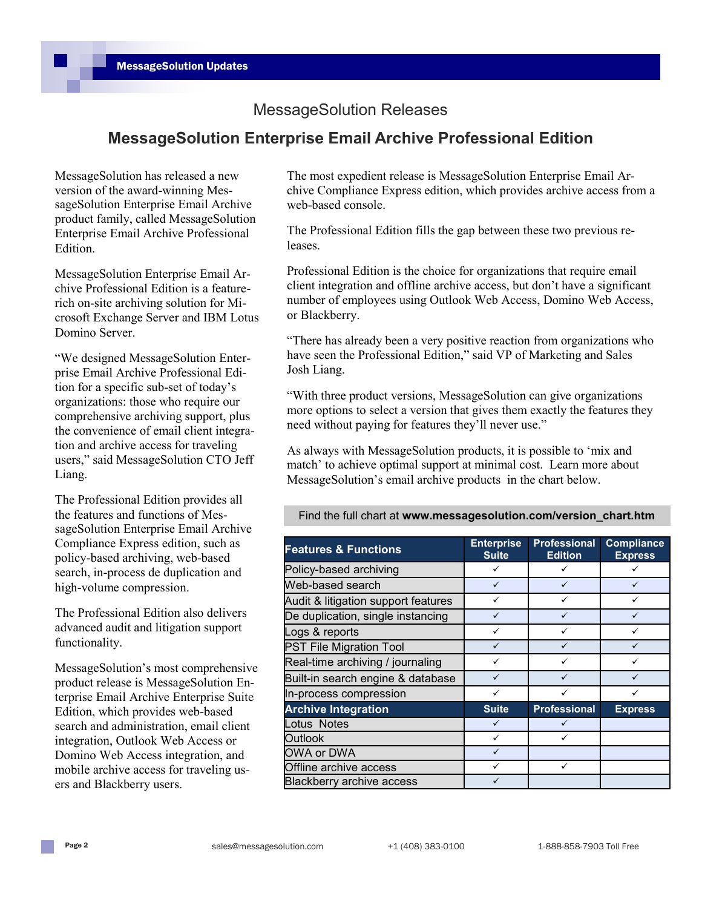## MessageSolution Updates

### MessageSolution Releases

# MessageSolution Enterprise Email Archive Professional Edition

MessageSolution has released a new version of the award-winning MessageSolution Enterprise Email Archive product family, called MessageSolution Enterprise Email Archive Professional Edition.

MessageSolution Enterprise Email Archive Professional Edition is a feature-rich on-site archiving solution for Microsoft Exchange Server and IBM Lotus Domino Server.

"We designed MessageSolution Enterprise Email Archive Professional Edition for a specific sub-set of today's organizations: those who require our comprehensive archiving support, plus the convenience of email client integration and archive access for traveling users," said MessageSolution CTO Jeff Liang.

The Professional Edition provides all the features and functions of MessageSolution Enterprise Email Archive Compliance Express edition, such as policy-based archiving, web-based search, in-process de duplication and high-volume compression.

The Professional Edition also delivers advanced audit and litigation support functionality.

MessageSolution's most comprehensive product release is MessageSolution Enterprise Email Archive Enterprise Suite Edition, which provides web-based search and administration, email client integration, Outlook Web Access or Domino Web Access integration, and mobile archive access for traveling users and Blackberry users.

The most expedient release is MessageSolution Enterprise Email Archive Compliance Express edition, which provides archive access from a web-based console.

The Professional Edition fills the gap between these two previous releases.

Professional Edition is the choice for organizations that require email client integration and offline archive access, but don't have a significant number of employees using Outlook Web Access, Domino Web Access, or Blackberry.

"There has already been a very positive reaction from organizations who have seen the Professional Edition," said VP of Marketing and Sales Josh Liang.

"With three product versions, MessageSolution can give organizations more options to select a version that gives them exactly the features they need without paying for features they'll never use."

As always with MessageSolution products, it is possible to 'mix and match' to achieve optimal support at minimal cost. Learn more about MessageSolution's email archive products in the chart below.

Find the full chart at **www.messagesolution.com/version_chart.htm**

| Features & Functions | Enterprise Suite | Professional Edition | Compliance Express |
|---|---|---|---|
| Policy-based archiving | ✓ | ✓ | ✓ |
| Web-based search | ✓ | ✓ | ✓ |
| Audit & litigation support features | ✓ | ✓ | ✓ |
| De duplication, single instancing | ✓ | ✓ | ✓ |
| Logs & reports | ✓ | ✓ | ✓ |
| PST File Migration Tool | ✓ | ✓ | ✓ |
| Real-time archiving / journaling | ✓ | ✓ | ✓ |
| Built-in search engine & database | ✓ | ✓ | ✓ |
| In-process compression | ✓ | ✓ | ✓ |
| **Archive Integration** | **Suite** | **Professional** | **Express** |
| Lotus Notes | ✓ | ✓ | |
| Outlook | ✓ | ✓ | |
| OWA or DWA | ✓ | | |
| Offline archive access | ✓ | ✓ | |
| Blackberry archive access | ✓ | | |

sales@messagesolution.com +1 (408) 383-0100 1-888-858-7903 Toll Free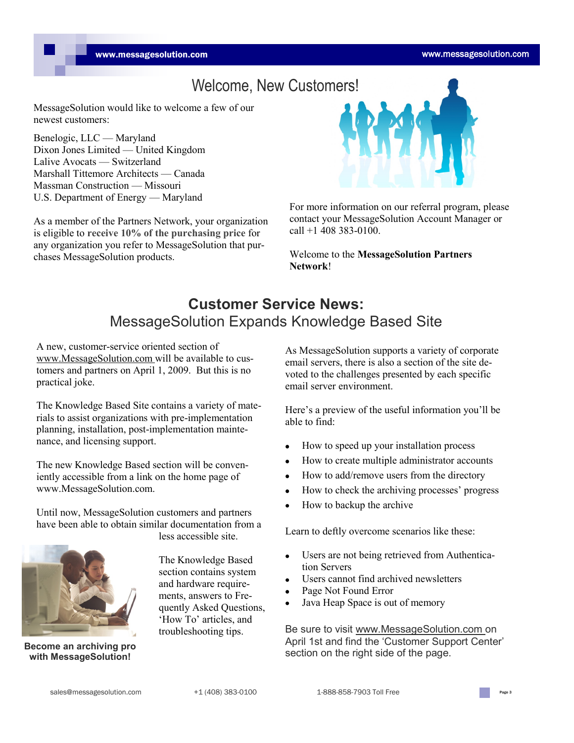# Welcome, New Customers!

MessageSolution would like to welcome a few of our newest customers:

Benelogic, LLC — Maryland
Dixon Jones Limited — United Kingdom
Lalive Avocats — Switzerland
Marshall Tittemore Architects — Canada
Massman Construction — Missouri
U.S. Department of Energy — Maryland

As a member of the Partners Network, your organization is eligible to **receive 10% of the purchasing price** for any organization you refer to MessageSolution that purchases MessageSolution products.

For more information on our referral program, please contact your MessageSolution Account Manager or call +1 408 383-0100.

Welcome to the **MessageSolution Partners Network**!

## Customer Service News:
## MessageSolution Expands Knowledge Based Site

A new, customer-service oriented section of www.MessageSolution.com will be available to customers and partners on April 1, 2009. But this is no practical joke.

The Knowledge Based Site contains a variety of materials to assist organizations with pre-implementation planning, installation, post-implementation maintenance, and licensing support.

The new Knowledge Based section will be conveniently accessible from a link on the home page of www.MessageSolution.com.

Until now, MessageSolution customers and partners have been able to obtain similar documentation from a less accessible site.

The Knowledge Based section contains system and hardware requirements, answers to Frequently Asked Questions, 'How To' articles, and troubleshooting tips.

**Become an archiving pro with MessageSolution!**

As MessageSolution supports a variety of corporate email servers, there is also a section of the site devoted to the challenges presented by each specific email server environment.

Here's a preview of the useful information you'll be able to find:

- How to speed up your installation process
- How to create multiple administrator accounts
- How to add/remove users from the directory
- How to check the archiving processes' progress
- How to backup the archive

Learn to deftly overcome scenarios like these:

- Users are not being retrieved from Authentication Servers
- Users cannot find archived newsletters
- Page Not Found Error
- Java Heap Space is out of memory

Be sure to visit www.MessageSolution.com on April 1st and find the 'Customer Support Center' section on the right side of the page.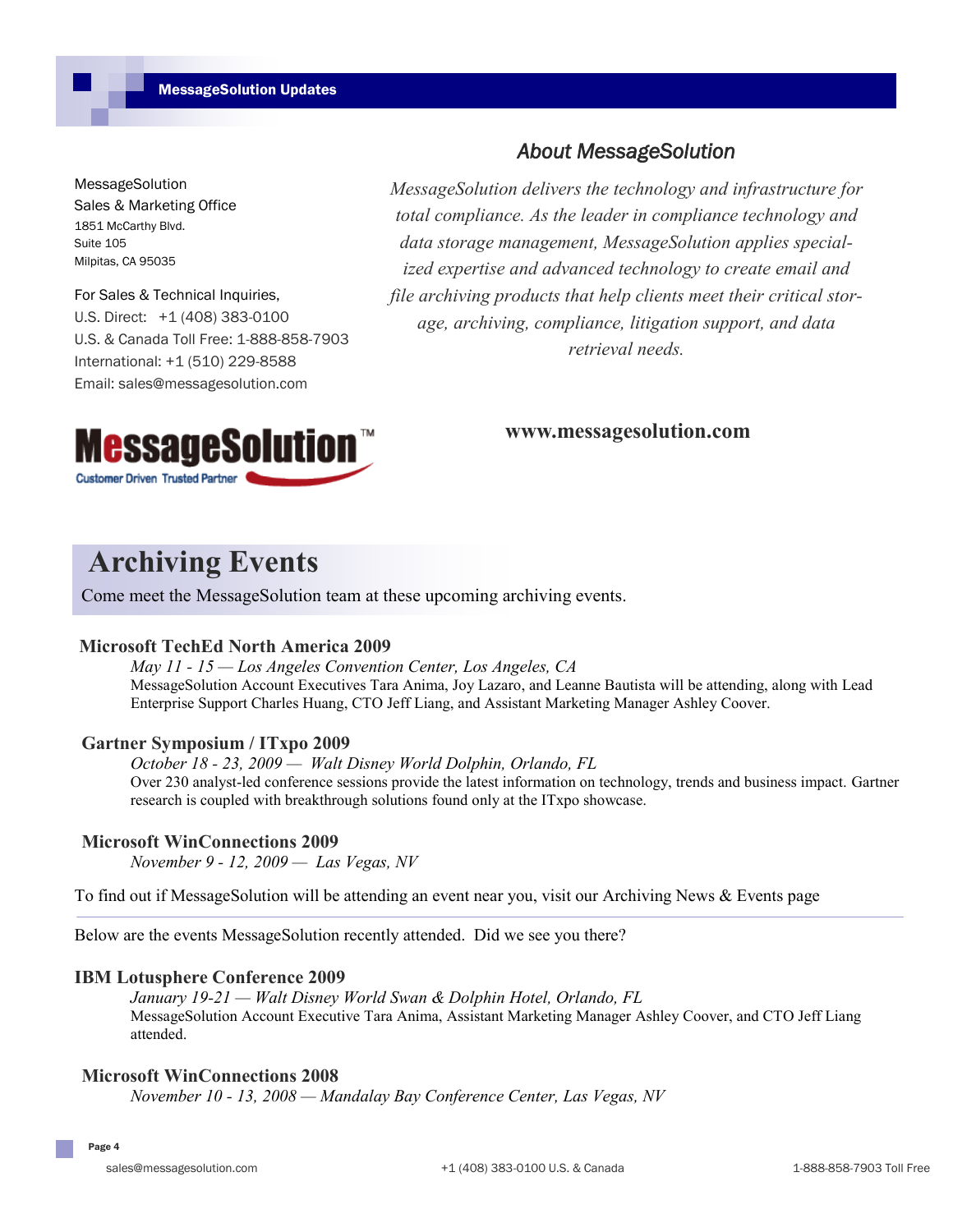## MessageSolution Updates

MessageSolution
Sales & Marketing Office
1851 McCarthy Blvd.
Suite 105
Milpitas, CA 95035

For Sales & Technical Inquiries,
U.S. Direct: +1 (408) 383-0100
U.S. & Canada Toll Free: 1-888-858-7903
International: +1 (510) 229-8588
Email: sales@messagesolution.com

MessageSolution™
Customer Driven Trusted Partner

### *About MessageSolution*

*MessageSolution delivers the technology and infrastructure for total compliance. As the leader in compliance technology and data storage management, MessageSolution applies specialized expertise and advanced technology to create email and file archiving products that help clients meet their critical storage, archiving, compliance, litigation support, and data retrieval needs.*

**www.messagesolution.com**

# Archiving Events

Come meet the MessageSolution team at these upcoming archiving events.

**Microsoft TechEd North America 2009**

*May 11 - 15 — Los Angeles Convention Center, Los Angeles, CA*
MessageSolution Account Executives Tara Anima, Joy Lazaro, and Leanne Bautista will be attending, along with Lead Enterprise Support Charles Huang, CTO Jeff Liang, and Assistant Marketing Manager Ashley Coover.

**Gartner Symposium / ITxpo 2009**

*October 18 - 23, 2009 — Walt Disney World Dolphin, Orlando, FL*
Over 230 analyst-led conference sessions provide the latest information on technology, trends and business impact. Gartner research is coupled with breakthrough solutions found only at the ITxpo showcase.

**Microsoft WinConnections 2009**

*November 9 - 12, 2009 — Las Vegas, NV*

To find out if MessageSolution will be attending an event near you, visit our Archiving News & Events page

---

Below are the events MessageSolution recently attended. Did we see you there?

**IBM Lotusphere Conference 2009**

*January 19-21 — Walt Disney World Swan & Dolphin Hotel, Orlando, FL*
MessageSolution Account Executive Tara Anima, Assistant Marketing Manager Ashley Coover, and CTO Jeff Liang attended.

**Microsoft WinConnections 2008**

*November 10 - 13, 2008 — Mandalay Bay Conference Center, Las Vegas, NV*